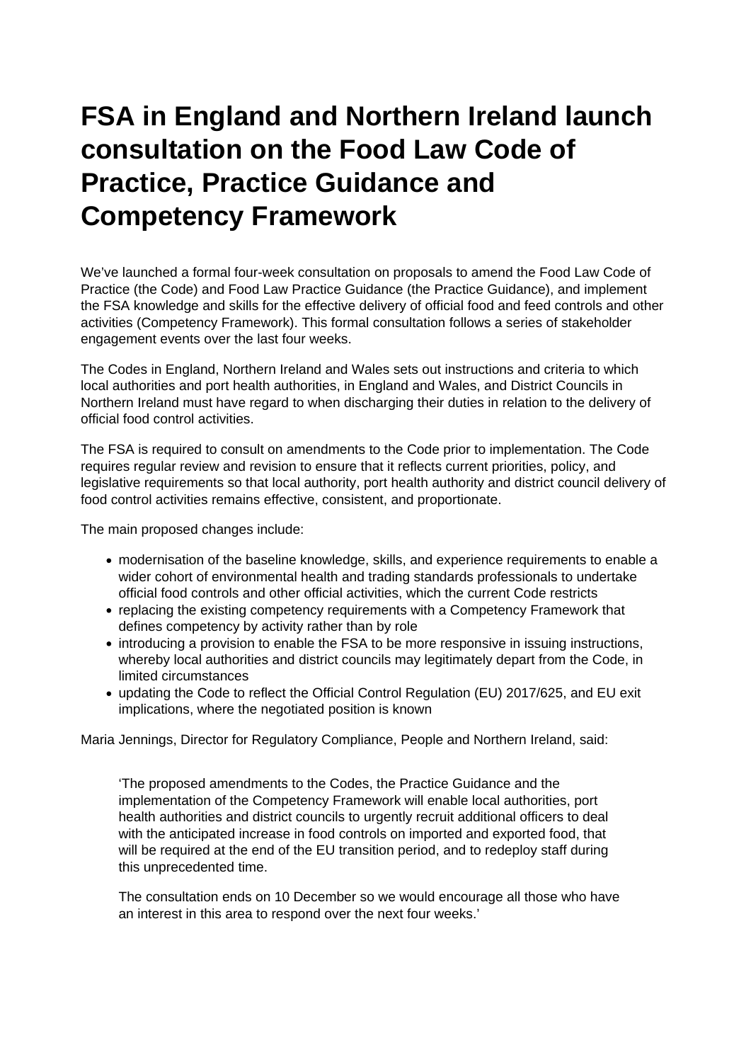# FSA in England and Northern Ireland launch consultation on the Food Law Code of Practice, Practice Guidance and Competency Framework

We've launched a formal four-week consultation on proposals to amend the Food Law Code of Practice (the Code) and Food Law Practice Guidance (the Practice Guidance), and implement the FSA knowledge and skills for the effective delivery of official food and feed controls and other activities (Competency Framework). This formal consultation follows a series of stakeholder engagement events over the last four weeks.

The Codes in England, Northern Ireland and Wales sets out instructions and criteria to which local authorities and port health authorities, in England and Wales, and District Councils in Northern Ireland must have regard to when discharging their duties in relation to the delivery of official food control activities.

The FSA is required to consult on amendments to the Code prior to implementation. The Code requires regular review and revision to ensure that it reflects current priorities, policy, and legislative requirements so that local authority, port health authority and district council delivery of food control activities remains effective, consistent, and proportionate.

The main proposed changes include:

- modernisation of the baseline knowledge, skills, and experience requirements to enable a wider cohort of environmental health and trading standards professionals to undertake official food controls and other official activities, which the current Code restricts
- replacing the existing competency requirements with a Competency Framework that defines competency by activity rather than by role
- introducing a provision to enable the FSA to be more responsive in issuing instructions, whereby local authorities and district councils may legitimately depart from the Code, in limited circumstances
- updating the Code to reflect the Official Control Regulation (EU) 2017/625, and EU exit implications, where the negotiated position is known

Maria Jennings, Director for Regulatory Compliance, People and Northern Ireland, said:

> 'The proposed amendments to the Codes, the Practice Guidance and the implementation of the Competency Framework will enable local authorities, port health authorities and district councils to urgently recruit additional officers to deal with the anticipated increase in food controls on imported and exported food, that will be required at the end of the EU transition period, and to redeploy staff during this unprecedented time.
>
> The consultation ends on 10 December so we would encourage all those who have an interest in this area to respond over the next four weeks.'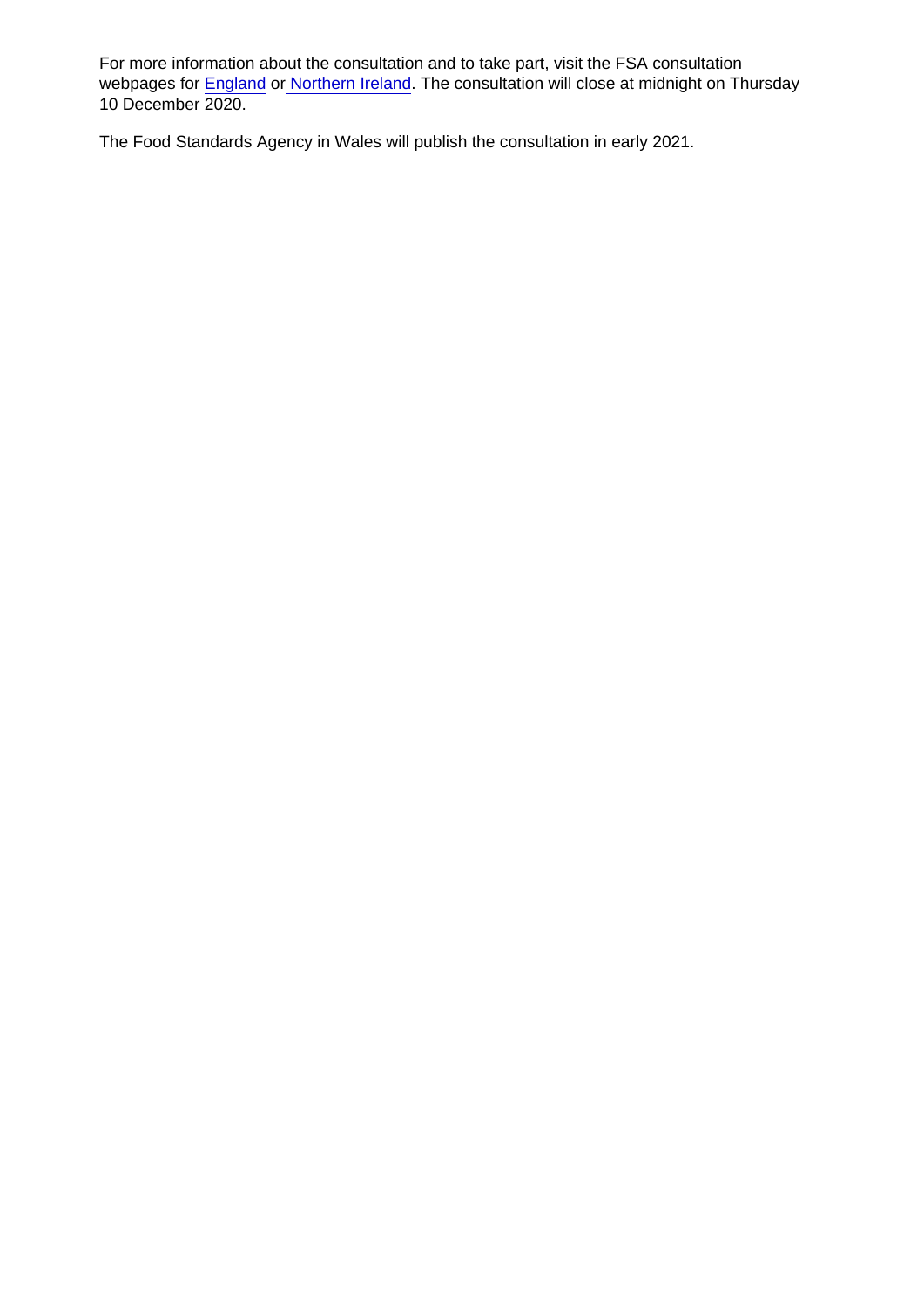For more information about the consultation and to take part, visit the FSA consultation webpages for England or Northern Ireland. The consultation will close at midnight on Thursday 10 December 2020.

The Food Standards Agency in Wales will publish the consultation in early 2021.